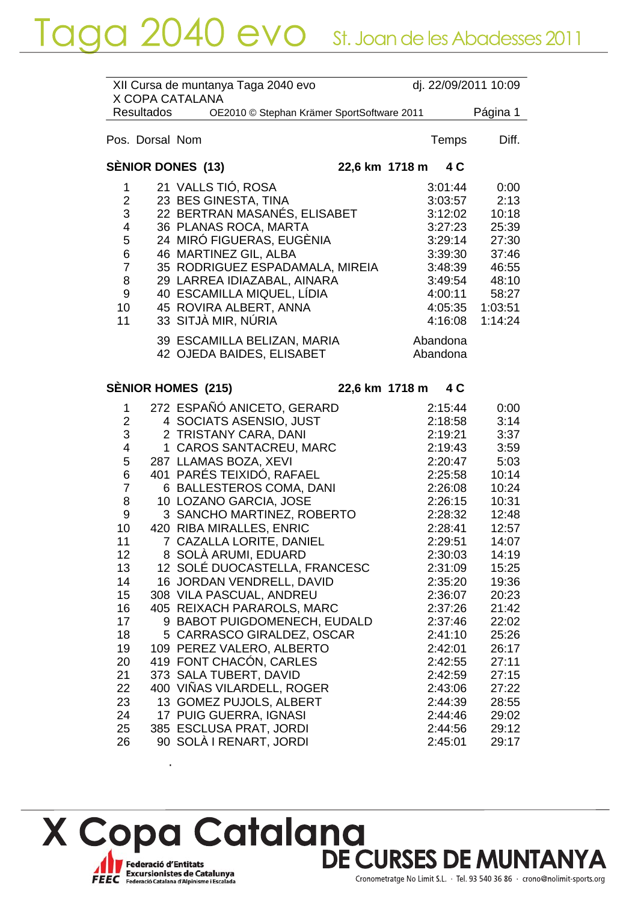# Taga 2040 evo St. Joan de les Abadesses 2011

XII Cursa de muntanya Taga 2040 evo — dj. 22/09/2011 10:09
X COPA CATALANA
Resultados — OE2010 © Stephan Krämer SportSoftware 2011 — Página 1

### SÈNIOR DONES (13) — 22,6 km 1718 m 4 C

| Pos. | Dorsal | Nom | Temps | Diff. |
|---|---|---|---|---|
| 1 | 21 | VALLS TIÓ, ROSA | 3:01:44 | 0:00 |
| 2 | 23 | BES GINESTA, TINA | 3:03:57 | 2:13 |
| 3 | 22 | BERTRAN MASANÉS, ELISABET | 3:12:02 | 10:18 |
| 4 | 36 | PLANAS ROCA, MARTA | 3:27:23 | 25:39 |
| 5 | 24 | MIRÓ FIGUERAS, EUGÈNIA | 3:29:14 | 27:30 |
| 6 | 46 | MARTINEZ GIL, ALBA | 3:39:30 | 37:46 |
| 7 | 35 | RODRIGUEZ ESPADAMALA, MIREIA | 3:48:39 | 46:55 |
| 8 | 29 | LARREA IDIAZABAL, AINARA | 3:49:54 | 48:10 |
| 9 | 40 | ESCAMILLA MIQUEL, LÍDIA | 4:00:11 | 58:27 |
| 10 | 45 | ROVIRA ALBERT, ANNA | 4:05:35 | 1:03:51 |
| 11 | 33 | SITJÀ MIR, NÚRIA | 4:16:08 | 1:14:24 |
| | 39 | ESCAMILLA BELIZAN, MARIA | Abandona | |
| | 42 | OJEDA BAIDES, ELISABET | Abandona | |

### SÈNIOR HOMES (215) — 22,6 km 1718 m 4 C

| Pos. | Dorsal | Nom | Temps | Diff. |
|---|---|---|---|---|
| 1 | 272 | ESPAÑÓ ANICETO, GERARD | 2:15:44 | 0:00 |
| 2 | 4 | SOCIATS ASENSIO, JUST | 2:18:58 | 3:14 |
| 3 | 2 | TRISTANY CARA, DANI | 2:19:21 | 3:37 |
| 4 | 1 | CAROS SANTACREU, MARC | 2:19:43 | 3:59 |
| 5 | 287 | LLAMAS BOZA, XEVI | 2:20:47 | 5:03 |
| 6 | 401 | PARÉS TEIXIDÓ, RAFAEL | 2:25:58 | 10:14 |
| 7 | 6 | BALLESTEROS COMA, DANI | 2:26:08 | 10:24 |
| 8 | 10 | LOZANO GARCIA, JOSE | 2:26:15 | 10:31 |
| 9 | 3 | SANCHO MARTINEZ, ROBERTO | 2:28:32 | 12:48 |
| 10 | 420 | RIBA MIRALLES, ENRIC | 2:28:41 | 12:57 |
| 11 | 7 | CAZALLA LORITE, DANIEL | 2:29:51 | 14:07 |
| 12 | 8 | SOLÀ ARUMI, EDUARD | 2:30:03 | 14:19 |
| 13 | 12 | SOLÉ DUOCASTELLA, FRANCESC | 2:31:09 | 15:25 |
| 14 | 16 | JORDAN VENDRELL, DAVID | 2:35:20 | 19:36 |
| 15 | 308 | VILA PASCUAL, ANDREU | 2:36:07 | 20:23 |
| 16 | 405 | REIXACH PARAROLS, MARC | 2:37:26 | 21:42 |
| 17 | 9 | BABOT PUIGDOMENECH, EUDALD | 2:37:46 | 22:02 |
| 18 | 5 | CARRASCO GIRALDEZ, OSCAR | 2:41:10 | 25:26 |
| 19 | 109 | PEREZ VALERO, ALBERTO | 2:42:01 | 26:17 |
| 20 | 419 | FONT CHACÓN, CARLES | 2:42:55 | 27:11 |
| 21 | 373 | SALA TUBERT, DAVID | 2:42:59 | 27:15 |
| 22 | 400 | VIÑAS VILARDELL, ROGER | 2:43:06 | 27:22 |
| 23 | 13 | GOMEZ PUJOLS, ALBERT | 2:44:39 | 28:55 |
| 24 | 17 | PUIG GUERRA, IGNASI | 2:44:46 | 29:02 |
| 25 | 385 | ESCLUSA PRAT, JORDI | 2:44:56 | 29:12 |
| 26 | 90 | SOLÀ I RENART, JORDI | 2:45:01 | 29:17 |

X Copa Catalana DE CURSES DE MUNTANYA

Federació d'Entitats Excursionistes de Catalunya — FEEC Federació Catalana d'Alpinisme i Escalada

Cronometratge No Limit S.L. · Tel. 93 540 36 86 · crono@nolimit-sports.org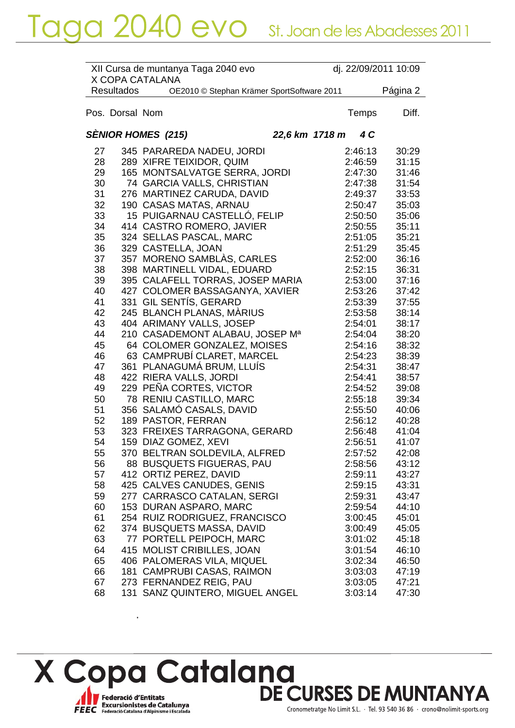# Taga 2040 evo St. Joan de les Abadesses 2011

XII Cursa de muntanya Taga 2040 evo — dj. 22/09/2011 10:09
X COPA CATALANA
Resultados — OE2010 © Stephan Krämer SportSoftware 2011

**SÈNIOR HOMES (215)** — *22,6 km 1718 m 4 C*

| Pos. | Dorsal | Nom | Temps | Diff. |
|---|---|---|---|---|
| 27 | 345 | PARAREDA NADEU, JORDI | 2:46:13 | 30:29 |
| 28 | 289 | XIFRE TEIXIDOR, QUIM | 2:46:59 | 31:15 |
| 29 | 165 | MONTSALVATGE SERRA, JORDI | 2:47:30 | 31:46 |
| 30 | 74 | GARCIA VALLS, CHRISTIAN | 2:47:38 | 31:54 |
| 31 | 276 | MARTINEZ CARUDA, DAVID | 2:49:37 | 33:53 |
| 32 | 190 | CASAS MATAS, ARNAU | 2:50:47 | 35:03 |
| 33 | 15 | PUIGARNAU CASTELLÓ, FELIP | 2:50:50 | 35:06 |
| 34 | 414 | CASTRO ROMERO, JAVIER | 2:50:55 | 35:11 |
| 35 | 324 | SELLAS PASCAL, MARC | 2:51:05 | 35:21 |
| 36 | 329 | CASTELLA, JOAN | 2:51:29 | 35:45 |
| 37 | 357 | MORENO SAMBLÀS, CARLES | 2:52:00 | 36:16 |
| 38 | 398 | MARTINELL VIDAL, EDUARD | 2:52:15 | 36:31 |
| 39 | 395 | CALAFELL TORRAS, JOSEP MARIA | 2:53:00 | 37:16 |
| 40 | 427 | COLOMER BASSAGANYA, XAVIER | 2:53:26 | 37:42 |
| 41 | 331 | GIL SENTÍS, GERARD | 2:53:39 | 37:55 |
| 42 | 245 | BLANCH PLANAS, MÀRIUS | 2:53:58 | 38:14 |
| 43 | 404 | ARIMANY VALLS, JOSEP | 2:54:01 | 38:17 |
| 44 | 210 | CASADEMONT ALABAU, JOSEP Mª | 2:54:04 | 38:20 |
| 45 | 64 | COLOMER GONZALEZ, MOISES | 2:54:16 | 38:32 |
| 46 | 63 | CAMPRUBÍ CLARET, MARCEL | 2:54:23 | 38:39 |
| 47 | 361 | PLANAGUMÁ BRUM, LLUÍS | 2:54:31 | 38:47 |
| 48 | 422 | RIERA VALLS, JORDI | 2:54:41 | 38:57 |
| 49 | 229 | PEÑA CORTES, VICTOR | 2:54:52 | 39:08 |
| 50 | 78 | RENIU CASTILLO, MARC | 2:55:18 | 39:34 |
| 51 | 356 | SALAMÓ CASALS, DAVID | 2:55:50 | 40:06 |
| 52 | 189 | PASTOR, FERRAN | 2:56:12 | 40:28 |
| 53 | 323 | FREIXES TARRAGONA, GERARD | 2:56:48 | 41:04 |
| 54 | 159 | DIAZ GOMEZ, XEVI | 2:56:51 | 41:07 |
| 55 | 370 | BELTRAN SOLDEVILA, ALFRED | 2:57:52 | 42:08 |
| 56 | 88 | BUSQUETS FIGUERAS, PAU | 2:58:56 | 43:12 |
| 57 | 412 | ORTIZ PEREZ, DAVID | 2:59:11 | 43:27 |
| 58 | 425 | CALVES CANUDES, GENIS | 2:59:15 | 43:31 |
| 59 | 277 | CARRASCO CATALAN, SERGI | 2:59:31 | 43:47 |
| 60 | 153 | DURAN ASPARO, MARC | 2:59:54 | 44:10 |
| 61 | 254 | RUIZ RODRIGUEZ, FRANCISCO | 3:00:45 | 45:01 |
| 62 | 374 | BUSQUETS MASSA, DAVID | 3:00:49 | 45:05 |
| 63 | 77 | PORTELL PEIPOCH, MARC | 3:01:02 | 45:18 |
| 64 | 415 | MOLIST CRIBILLES, JOAN | 3:01:54 | 46:10 |
| 65 | 406 | PALOMERAS VILA, MIQUEL | 3:02:34 | 46:50 |
| 66 | 181 | CAMPRUBI CASAS, RAIMON | 3:03:03 | 47:19 |
| 67 | 273 | FERNANDEZ REIG, PAU | 3:03:05 | 47:21 |
| 68 | 131 | SANZ QUINTERO, MIGUEL ANGEL | 3:03:14 | 47:30 |

X Copa Catalana DE CURSES DE MUNTANYA

Federació d'Entitats Excursionistes de Catalunya — Federació Catalana d'Alpinisme i Escalada

Cronometratge No Limit S.L. · Tel. 93 540 36 86 · crono@nolimit-sports.org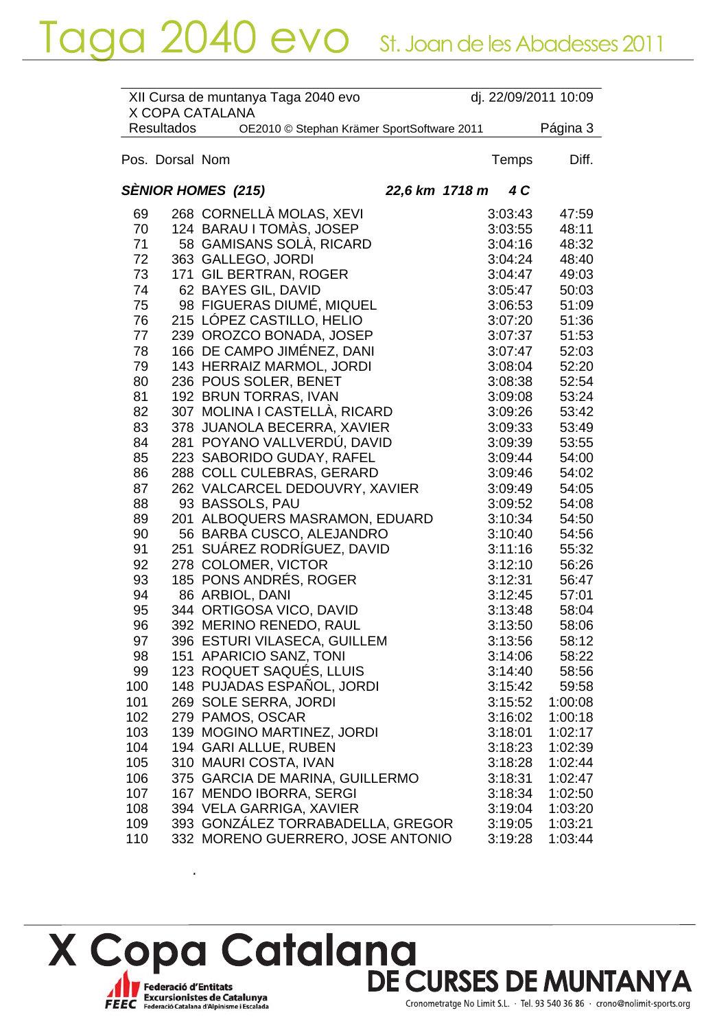XII Cursa de muntanya Taga 2040 evo — dj. 22/09/2011 10:09

X COPA CATALANA

Resultados — OE2010 © Stephan Krämer SportSoftware 2011

**SÈNIOR HOMES (215)** — *22,6 km 1718 m 4 C*

| Pos. | Dorsal | Nom | Temps | Diff. |
|---|---|---|---|---|
| 69 | 268 | CORNELLÀ MOLAS, XEVI | 3:03:43 | 47:59 |
| 70 | 124 | BARAU I TOMÀS, JOSEP | 3:03:55 | 48:11 |
| 71 | 58 | GAMISANS SOLÀ, RICARD | 3:04:16 | 48:32 |
| 72 | 363 | GALLEGO, JORDI | 3:04:24 | 48:40 |
| 73 | 171 | GIL BERTRAN, ROGER | 3:04:47 | 49:03 |
| 74 | 62 | BAYES GIL, DAVID | 3:05:47 | 50:03 |
| 75 | 98 | FIGUERAS DIUMÉ, MIQUEL | 3:06:53 | 51:09 |
| 76 | 215 | LÓPEZ CASTILLO, HELIO | 3:07:20 | 51:36 |
| 77 | 239 | OROZCO BONADA, JOSEP | 3:07:37 | 51:53 |
| 78 | 166 | DE CAMPO JIMÉNEZ, DANI | 3:07:47 | 52:03 |
| 79 | 143 | HERRAIZ MARMOL, JORDI | 3:08:04 | 52:20 |
| 80 | 236 | POUS SOLER, BENET | 3:08:38 | 52:54 |
| 81 | 192 | BRUN TORRAS, IVAN | 3:09:08 | 53:24 |
| 82 | 307 | MOLINA I CASTELLÀ, RICARD | 3:09:26 | 53:42 |
| 83 | 378 | JUANOLA BECERRA, XAVIER | 3:09:33 | 53:49 |
| 84 | 281 | POYANO VALLVERDÚ, DAVID | 3:09:39 | 53:55 |
| 85 | 223 | SABORIDO GUDAY, RAFEL | 3:09:44 | 54:00 |
| 86 | 288 | COLL CULEBRAS, GERARD | 3:09:46 | 54:02 |
| 87 | 262 | VALCARCEL DEDOUVRY, XAVIER | 3:09:49 | 54:05 |
| 88 | 93 | BASSOLS, PAU | 3:09:52 | 54:08 |
| 89 | 201 | ALBOQUERS MASRAMON, EDUARD | 3:10:34 | 54:50 |
| 90 | 56 | BARBA CUSCO, ALEJANDRO | 3:10:40 | 54:56 |
| 91 | 251 | SUÁREZ RODRÍGUEZ, DAVID | 3:11:16 | 55:32 |
| 92 | 278 | COLOMER, VICTOR | 3:12:10 | 56:26 |
| 93 | 185 | PONS ANDRÉS, ROGER | 3:12:31 | 56:47 |
| 94 | 86 | ARBIOL, DANI | 3:12:45 | 57:01 |
| 95 | 344 | ORTIGOSA VICO, DAVID | 3:13:48 | 58:04 |
| 96 | 392 | MERINO RENEDO, RAUL | 3:13:50 | 58:06 |
| 97 | 396 | ESTURI VILASECA, GUILLEM | 3:13:56 | 58:12 |
| 98 | 151 | APARICIO SANZ, TONI | 3:14:06 | 58:22 |
| 99 | 123 | ROQUET SAQUÉS, LLUIS | 3:14:40 | 58:56 |
| 100 | 148 | PUJADAS ESPAÑOL, JORDI | 3:15:42 | 59:58 |
| 101 | 269 | SOLE SERRA, JORDI | 3:15:52 | 1:00:08 |
| 102 | 279 | PAMOS, OSCAR | 3:16:02 | 1:00:18 |
| 103 | 139 | MOGINO MARTINEZ, JORDI | 3:18:01 | 1:02:17 |
| 104 | 194 | GARI ALLUE, RUBEN | 3:18:23 | 1:02:39 |
| 105 | 310 | MAURI COSTA, IVAN | 3:18:28 | 1:02:44 |
| 106 | 375 | GARCIA DE MARINA, GUILLERMO | 3:18:31 | 1:02:47 |
| 107 | 167 | MENDO IBORRA, SERGI | 3:18:34 | 1:02:50 |
| 108 | 394 | VELA GARRIGA, XAVIER | 3:19:04 | 1:03:20 |
| 109 | 393 | GONZÁLEZ TORRABADELLA, GREGOR | 3:19:05 | 1:03:21 |
| 110 | 332 | MORENO GUERRERO, JOSE ANTONIO | 3:19:28 | 1:03:44 |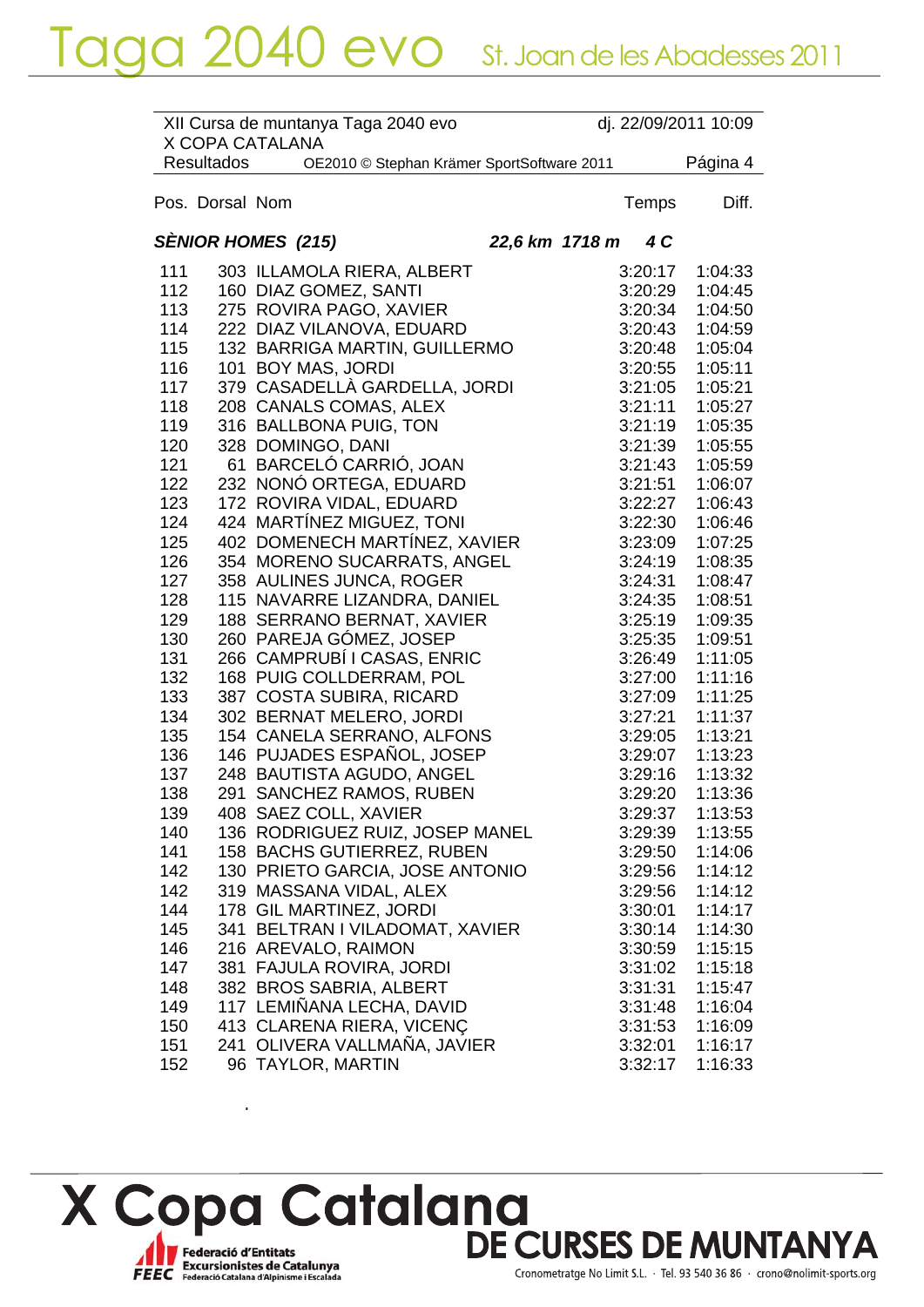XII Cursa de muntanya Taga 2040 evo — dj. 22/09/2011 10:09

X COPA CATALANA

Resultados — OE2010 © Stephan Krämer SportSoftware 2011

### SÈNIOR HOMES (215) — 22,6 km 1718 m 4 C

| Pos. | Dorsal | Nom | Temps | Diff. |
|---|---|---|---|---|
| 111 | 303 | ILLAMOLA RIERA, ALBERT | 3:20:17 | 1:04:33 |
| 112 | 160 | DIAZ GOMEZ, SANTI | 3:20:29 | 1:04:45 |
| 113 | 275 | ROVIRA PAGO, XAVIER | 3:20:34 | 1:04:50 |
| 114 | 222 | DIAZ VILANOVA, EDUARD | 3:20:43 | 1:04:59 |
| 115 | 132 | BARRIGA MARTIN, GUILLERMO | 3:20:48 | 1:05:04 |
| 116 | 101 | BOY MAS, JORDI | 3:20:55 | 1:05:11 |
| 117 | 379 | CASADELLÀ GARDELLA, JORDI | 3:21:05 | 1:05:21 |
| 118 | 208 | CANALS COMAS, ALEX | 3:21:11 | 1:05:27 |
| 119 | 316 | BALLBONA PUIG, TON | 3:21:19 | 1:05:35 |
| 120 | 328 | DOMINGO, DANI | 3:21:39 | 1:05:55 |
| 121 | 61 | BARCELÓ CARRIÓ, JOAN | 3:21:43 | 1:05:59 |
| 122 | 232 | NONÓ ORTEGA, EDUARD | 3:21:51 | 1:06:07 |
| 123 | 172 | ROVIRA VIDAL, EDUARD | 3:22:27 | 1:06:43 |
| 124 | 424 | MARTÍNEZ MIGUEZ, TONI | 3:22:30 | 1:06:46 |
| 125 | 402 | DOMENECH MARTÍNEZ, XAVIER | 3:23:09 | 1:07:25 |
| 126 | 354 | MORENO SUCARRATS, ANGEL | 3:24:19 | 1:08:35 |
| 127 | 358 | AULINES JUNCA, ROGER | 3:24:31 | 1:08:47 |
| 128 | 115 | NAVARRE LIZANDRA, DANIEL | 3:24:35 | 1:08:51 |
| 129 | 188 | SERRANO BERNAT, XAVIER | 3:25:19 | 1:09:35 |
| 130 | 260 | PAREJA GÓMEZ, JOSEP | 3:25:35 | 1:09:51 |
| 131 | 266 | CAMPRUBÍ I CASAS, ENRIC | 3:26:49 | 1:11:05 |
| 132 | 168 | PUIG COLLDERRAM, POL | 3:27:00 | 1:11:16 |
| 133 | 387 | COSTA SUBIRA, RICARD | 3:27:09 | 1:11:25 |
| 134 | 302 | BERNAT MELERO, JORDI | 3:27:21 | 1:11:37 |
| 135 | 154 | CANELA SERRANO, ALFONS | 3:29:05 | 1:13:21 |
| 136 | 146 | PUJADES ESPAÑOL, JOSEP | 3:29:07 | 1:13:23 |
| 137 | 248 | BAUTISTA AGUDO, ANGEL | 3:29:16 | 1:13:32 |
| 138 | 291 | SANCHEZ RAMOS, RUBEN | 3:29:20 | 1:13:36 |
| 139 | 408 | SAEZ COLL, XAVIER | 3:29:37 | 1:13:53 |
| 140 | 136 | RODRIGUEZ RUIZ, JOSEP MANEL | 3:29:39 | 1:13:55 |
| 141 | 158 | BACHS GUTIERREZ, RUBEN | 3:29:50 | 1:14:06 |
| 142 | 130 | PRIETO GARCIA, JOSE ANTONIO | 3:29:56 | 1:14:12 |
| 142 | 319 | MASSANA VIDAL, ALEX | 3:29:56 | 1:14:12 |
| 144 | 178 | GIL MARTINEZ, JORDI | 3:30:01 | 1:14:17 |
| 145 | 341 | BELTRAN I VILADOMAT, XAVIER | 3:30:14 | 1:14:30 |
| 146 | 216 | AREVALO, RAIMON | 3:30:59 | 1:15:15 |
| 147 | 381 | FAJULA ROVIRA, JORDI | 3:31:02 | 1:15:18 |
| 148 | 382 | BROS SABRIA, ALBERT | 3:31:31 | 1:15:47 |
| 149 | 117 | LEMIÑANA LECHA, DAVID | 3:31:48 | 1:16:04 |
| 150 | 413 | CLARENA RIERA, VICENÇ | 3:31:53 | 1:16:09 |
| 151 | 241 | OLIVERA VALLMAÑA, JAVIER | 3:32:01 | 1:16:17 |
| 152 | 96 | TAYLOR, MARTIN | 3:32:17 | 1:16:33 |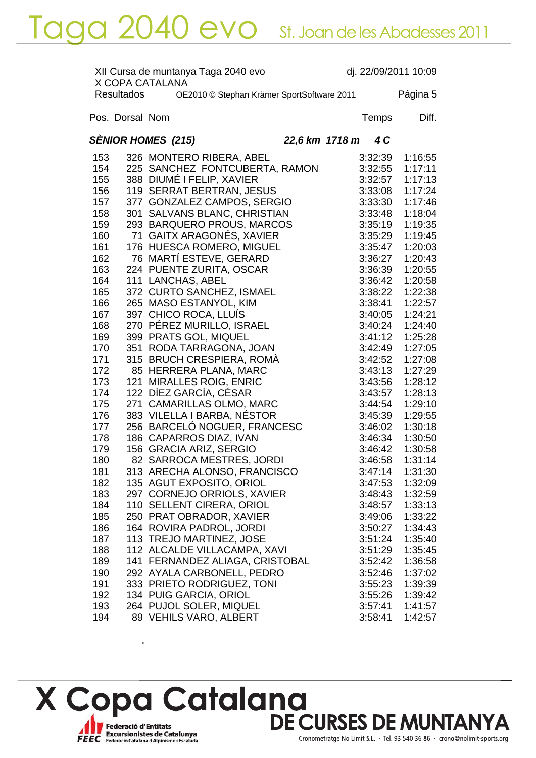XII Cursa de muntanya Taga 2040 evo — dj. 22/09/2011 10:09

X COPA CATALANA

Resultados — OE2010 © Stephan Krämer SportSoftware 2011

### SÈNIOR HOMES (215) — 22,6 km 1718 m 4 C

| Pos. | Dorsal | Nom | Temps | Diff. |
|---|---|---|---|---|
| 153 | 326 | MONTERO RIBERA, ABEL | 3:32:39 | 1:16:55 |
| 154 | 225 | SANCHEZ FONTCUBERTA, RAMON | 3:32:55 | 1:17:11 |
| 155 | 388 | DIUMÉ I FELIP, XAVIER | 3:32:57 | 1:17:13 |
| 156 | 119 | SERRAT BERTRAN, JESUS | 3:33:08 | 1:17:24 |
| 157 | 377 | GONZALEZ CAMPOS, SERGIO | 3:33:30 | 1:17:46 |
| 158 | 301 | SALVANS BLANC, CHRISTIAN | 3:33:48 | 1:18:04 |
| 159 | 293 | BARQUERO PROUS, MARCOS | 3:35:19 | 1:19:35 |
| 160 | 71 | GAITX ARAGONÉS, XAVIER | 3:35:29 | 1:19:45 |
| 161 | 176 | HUESCA ROMERO, MIGUEL | 3:35:47 | 1:20:03 |
| 162 | 76 | MARTÍ ESTEVE, GERARD | 3:36:27 | 1:20:43 |
| 163 | 224 | PUENTE ZURITA, OSCAR | 3:36:39 | 1:20:55 |
| 164 | 111 | LANCHAS, ABEL | 3:36:42 | 1:20:58 |
| 165 | 372 | CURTO SANCHEZ, ISMAEL | 3:38:22 | 1:22:38 |
| 166 | 265 | MASO ESTANYOL, KIM | 3:38:41 | 1:22:57 |
| 167 | 397 | CHICO ROCA, LLUÍS | 3:40:05 | 1:24:21 |
| 168 | 270 | PÉREZ MURILLO, ISRAEL | 3:40:24 | 1:24:40 |
| 169 | 399 | PRATS GOL, MIQUEL | 3:41:12 | 1:25:28 |
| 170 | 351 | RODA TARRAGONA, JOAN | 3:42:49 | 1:27:05 |
| 171 | 315 | BRUCH CRESPIERA, ROMÀ | 3:42:52 | 1:27:08 |
| 172 | 85 | HERRERA PLANA, MARC | 3:43:13 | 1:27:29 |
| 173 | 121 | MIRALLES ROIG, ENRIC | 3:43:56 | 1:28:12 |
| 174 | 122 | DÍEZ GARCÍA, CÉSAR | 3:43:57 | 1:28:13 |
| 175 | 271 | CAMARILLAS OLMO, MARC | 3:44:54 | 1:29:10 |
| 176 | 383 | VILELLA I BARBA, NÉSTOR | 3:45:39 | 1:29:55 |
| 177 | 256 | BARCELÓ NOGUER, FRANCESC | 3:46:02 | 1:30:18 |
| 178 | 186 | CAPARROS DIAZ, IVAN | 3:46:34 | 1:30:50 |
| 179 | 156 | GRACIA ARIZ, SERGIO | 3:46:42 | 1:30:58 |
| 180 | 82 | SARROCA MESTRES, JORDI | 3:46:58 | 1:31:14 |
| 181 | 313 | ARECHA ALONSO, FRANCISCO | 3:47:14 | 1:31:30 |
| 182 | 135 | AGUT EXPOSITO, ORIOL | 3:47:53 | 1:32:09 |
| 183 | 297 | CORNEJO ORRIOLS, XAVIER | 3:48:43 | 1:32:59 |
| 184 | 110 | SELLENT CIRERA, ORIOL | 3:48:57 | 1:33:13 |
| 185 | 250 | PRAT OBRADOR, XAVIER | 3:49:06 | 1:33:22 |
| 186 | 164 | ROVIRA PADROL, JORDI | 3:50:27 | 1:34:43 |
| 187 | 113 | TREJO MARTINEZ, JOSE | 3:51:24 | 1:35:40 |
| 188 | 112 | ALCALDE VILLACAMPA, XAVI | 3:51:29 | 1:35:45 |
| 189 | 141 | FERNANDEZ ALIAGA, CRISTOBAL | 3:52:42 | 1:36:58 |
| 190 | 292 | AYALA CARBONELL, PEDRO | 3:52:46 | 1:37:02 |
| 191 | 333 | PRIETO RODRIGUEZ, TONI | 3:55:23 | 1:39:39 |
| 192 | 134 | PUIG GARCIA, ORIOL | 3:55:26 | 1:39:42 |
| 193 | 264 | PUJOL SOLER, MIQUEL | 3:57:41 | 1:41:57 |
| 194 | 89 | VEHILS VARO, ALBERT | 3:58:41 | 1:42:57 |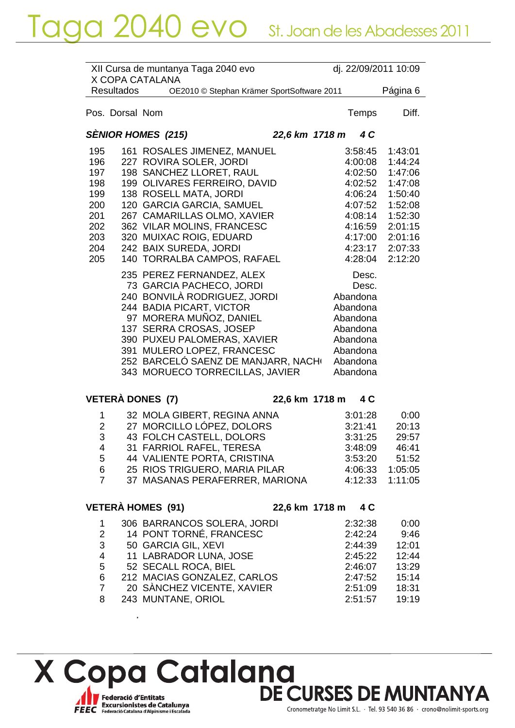XII Cursa de muntanya Taga 2040 evo — dj. 22/09/2011 10:09
X COPA CATALANA
Resultados — OE2010 © Stephan Krämer SportSoftware 2011

### *SÈNIOR HOMES (215)* — *22,6 km 1718 m 4 C*

| Pos. | Dorsal | Nom | Temps | Diff. |
|---|---|---|---|---|
| 195 | 161 | ROSALES JIMENEZ, MANUEL | 3:58:45 | 1:43:01 |
| 196 | 227 | ROVIRA SOLER, JORDI | 4:00:08 | 1:44:24 |
| 197 | 198 | SANCHEZ LLORET, RAUL | 4:02:50 | 1:47:06 |
| 198 | 199 | OLIVARES FERREIRO, DAVID | 4:02:52 | 1:47:08 |
| 199 | 138 | ROSELL MATA, JORDI | 4:06:24 | 1:50:40 |
| 200 | 120 | GARCIA GARCIA, SAMUEL | 4:07:52 | 1:52:08 |
| 201 | 267 | CAMARILLAS OLMO, XAVIER | 4:08:14 | 1:52:30 |
| 202 | 362 | VILAR MOLINS, FRANCESC | 4:16:59 | 2:01:15 |
| 203 | 320 | MUIXAC ROIG, EDUARD | 4:17:00 | 2:01:16 |
| 204 | 242 | BAIX SUREDA, JORDI | 4:23:17 | 2:07:33 |
| 205 | 140 | TORRALBA CAMPOS, RAFAEL | 4:28:04 | 2:12:20 |
| | 235 | PEREZ FERNANDEZ, ALEX | Desc. | |
| | 73 | GARCIA PACHECO, JORDI | Desc. | |
| | 240 | BONVILÀ RODRIGUEZ, JORDI | Abandona | |
| | 244 | BADIA PICART, VICTOR | Abandona | |
| | 97 | MORERA MUÑOZ, DANIEL | Abandona | |
| | 137 | SERRA CROSAS, JOSEP | Abandona | |
| | 390 | PUXEU PALOMERAS, XAVIER | Abandona | |
| | 391 | MULERO LOPEZ, FRANCESC | Abandona | |
| | 252 | BARCELÓ SAENZ DE MANJARR, NACH | Abandona | |
| | 343 | MORUECO TORRECILLAS, JAVIER | Abandona | |

### VETERÀ DONES (7) — 22,6 km 1718 m 4 C

| Pos. | Dorsal | Nom | Temps | Diff. |
|---|---|---|---|---|
| 1 | 32 | MOLA GIBERT, REGINA ANNA | 3:01:28 | 0:00 |
| 2 | 27 | MORCILLO LÓPEZ, DOLORS | 3:21:41 | 20:13 |
| 3 | 43 | FOLCH CASTELL, DOLORS | 3:31:25 | 29:57 |
| 4 | 31 | FARRIOL RAFEL, TERESA | 3:48:09 | 46:41 |
| 5 | 44 | VALIENTE PORTA, CRISTINA | 3:53:20 | 51:52 |
| 6 | 25 | RIOS TRIGUERO, MARIA PILAR | 4:06:33 | 1:05:05 |
| 7 | 37 | MASANAS PERAFERRER, MARIONA | 4:12:33 | 1:11:05 |

### VETERÀ HOMES (91) — 22,6 km 1718 m 4 C

| Pos. | Dorsal | Nom | Temps | Diff. |
|---|---|---|---|---|
| 1 | 306 | BARRANCOS SOLERA, JORDI | 2:32:38 | 0:00 |
| 2 | 14 | PONT TORNÉ, FRANCESC | 2:42:24 | 9:46 |
| 3 | 50 | GARCIA GIL, XEVI | 2:44:39 | 12:01 |
| 4 | 11 | LABRADOR LUNA, JOSE | 2:45:22 | 12:44 |
| 5 | 52 | SECALL ROCA, BIEL | 2:46:07 | 13:29 |
| 6 | 212 | MACIAS GONZALEZ, CARLOS | 2:47:52 | 15:14 |
| 7 | 20 | SÀNCHEZ VICENTE, XAVIER | 2:51:09 | 18:31 |
| 8 | 243 | MUNTANE, ORIOL | 2:51:57 | 19:19 |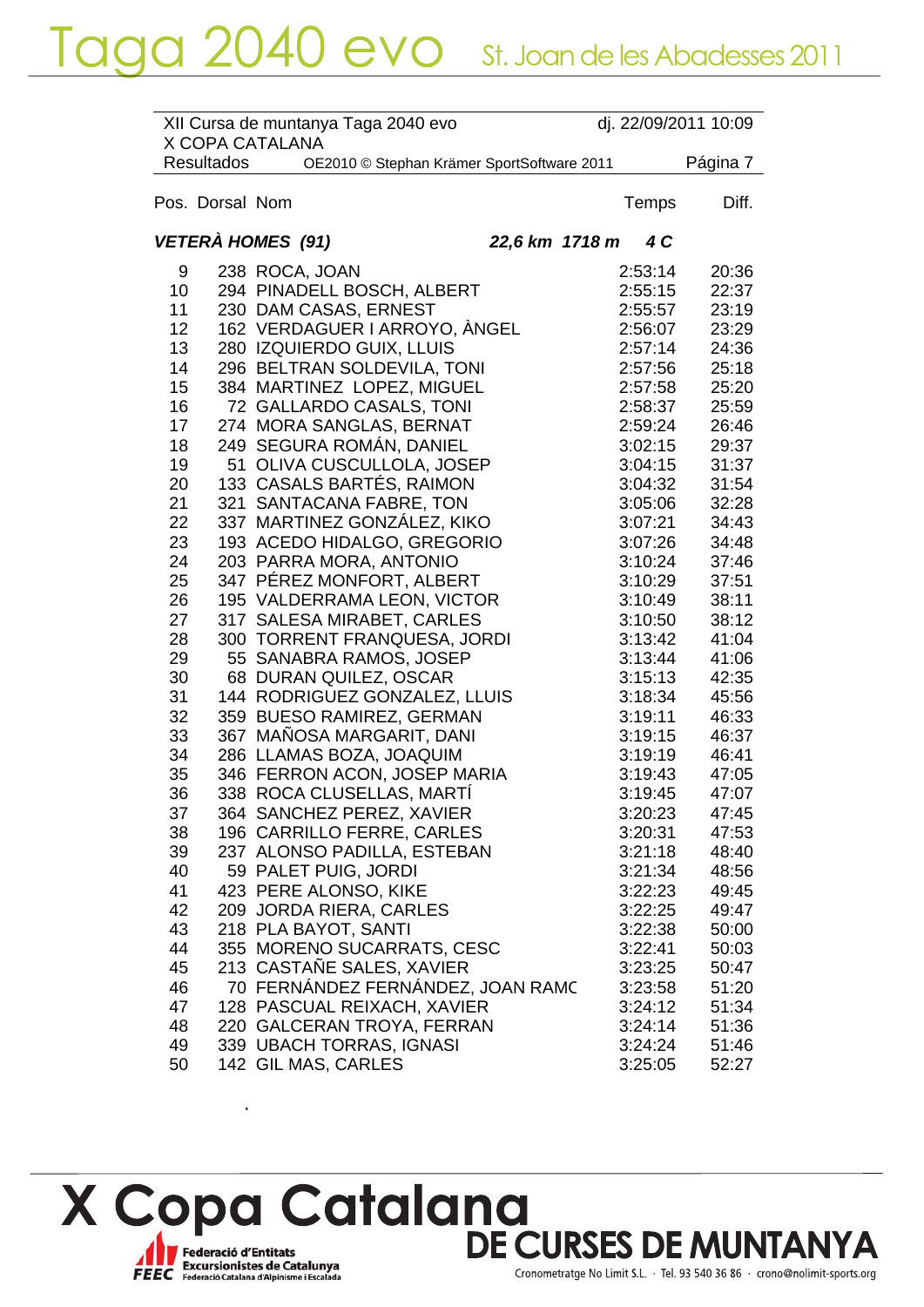# Taga 2040 evo St. Joan de les Abadesses 2011

XII Cursa de muntanya Taga 2040 evo — dj. 22/09/2011 10:09
X COPA CATALANA
Resultados — OE2010 © Stephan Krämer SportSoftware 2011

### *VETERÀ HOMES (91)* — *22,6 km 1718 m 4 C*

| Pos. | Dorsal | Nom | Temps | Diff. |
|---|---|---|---|---|
| 9 | 238 | ROCA, JOAN | 2:53:14 | 20:36 |
| 10 | 294 | PINADELL BOSCH, ALBERT | 2:55:15 | 22:37 |
| 11 | 230 | DAM CASAS, ERNEST | 2:55:57 | 23:19 |
| 12 | 162 | VERDAGUER I ARROYO, ÀNGEL | 2:56:07 | 23:29 |
| 13 | 280 | IZQUIERDO GUIX, LLUIS | 2:57:14 | 24:36 |
| 14 | 296 | BELTRAN SOLDEVILA, TONI | 2:57:56 | 25:18 |
| 15 | 384 | MARTINEZ LOPEZ, MIGUEL | 2:57:58 | 25:20 |
| 16 | 72 | GALLARDO CASALS, TONI | 2:58:37 | 25:59 |
| 17 | 274 | MORA SANGLAS, BERNAT | 2:59:24 | 26:46 |
| 18 | 249 | SEGURA ROMÁN, DANIEL | 3:02:15 | 29:37 |
| 19 | 51 | OLIVA CUSCULLOLA, JOSEP | 3:04:15 | 31:37 |
| 20 | 133 | CASALS BARTÉS, RAIMON | 3:04:32 | 31:54 |
| 21 | 321 | SANTACANA FABRE, TON | 3:05:06 | 32:28 |
| 22 | 337 | MARTINEZ GONZÁLEZ, KIKO | 3:07:21 | 34:43 |
| 23 | 193 | ACEDO HIDALGO, GREGORIO | 3:07:26 | 34:48 |
| 24 | 203 | PARRA MORA, ANTONIO | 3:10:24 | 37:46 |
| 25 | 347 | PÉREZ MONFORT, ALBERT | 3:10:29 | 37:51 |
| 26 | 195 | VALDERRAMA LEON, VICTOR | 3:10:49 | 38:11 |
| 27 | 317 | SALESA MIRABET, CARLES | 3:10:50 | 38:12 |
| 28 | 300 | TORRENT FRANQUESA, JORDI | 3:13:42 | 41:04 |
| 29 | 55 | SANABRA RAMOS, JOSEP | 3:13:44 | 41:06 |
| 30 | 68 | DURAN QUILEZ, OSCAR | 3:15:13 | 42:35 |
| 31 | 144 | RODRIGUEZ GONZALEZ, LLUIS | 3:18:34 | 45:56 |
| 32 | 359 | BUESO RAMIREZ, GERMAN | 3:19:11 | 46:33 |
| 33 | 367 | MAÑOSA MARGARIT, DANI | 3:19:15 | 46:37 |
| 34 | 286 | LLAMAS BOZA, JOAQUIM | 3:19:19 | 46:41 |
| 35 | 346 | FERRON ACON, JOSEP MARIA | 3:19:43 | 47:05 |
| 36 | 338 | ROCA CLUSELLAS, MARTÍ | 3:19:45 | 47:07 |
| 37 | 364 | SANCHEZ PEREZ, XAVIER | 3:20:23 | 47:45 |
| 38 | 196 | CARRILLO FERRE, CARLES | 3:20:31 | 47:53 |
| 39 | 237 | ALONSO PADILLA, ESTEBAN | 3:21:18 | 48:40 |
| 40 | 59 | PALET PUIG, JORDI | 3:21:34 | 48:56 |
| 41 | 423 | PERE ALONSO, KIKE | 3:22:23 | 49:45 |
| 42 | 209 | JORDA RIERA, CARLES | 3:22:25 | 49:47 |
| 43 | 218 | PLA BAYOT, SANTI | 3:22:38 | 50:00 |
| 44 | 355 | MORENO SUCARRATS, CESC | 3:22:41 | 50:03 |
| 45 | 213 | CASTAÑE SALES, XAVIER | 3:23:25 | 50:47 |
| 46 | 70 | FERNÁNDEZ FERNÁNDEZ, JOAN RAMC | 3:23:58 | 51:20 |
| 47 | 128 | PASCUAL REIXACH, XAVIER | 3:24:12 | 51:34 |
| 48 | 220 | GALCERAN TROYA, FERRAN | 3:24:14 | 51:36 |
| 49 | 339 | UBACH TORRAS, IGNASI | 3:24:24 | 51:46 |
| 50 | 142 | GIL MAS, CARLES | 3:25:05 | 52:27 |

X Copa Catalana DE CURSES DE MUNTANYA

Federació d'Entitats Excursionistes de Catalunya — FEEC Federació Catalana d'Alpinisme i Escalada

Cronometratge No Limit S.L. · Tel. 93 540 36 86 · crono@nolimit-sports.org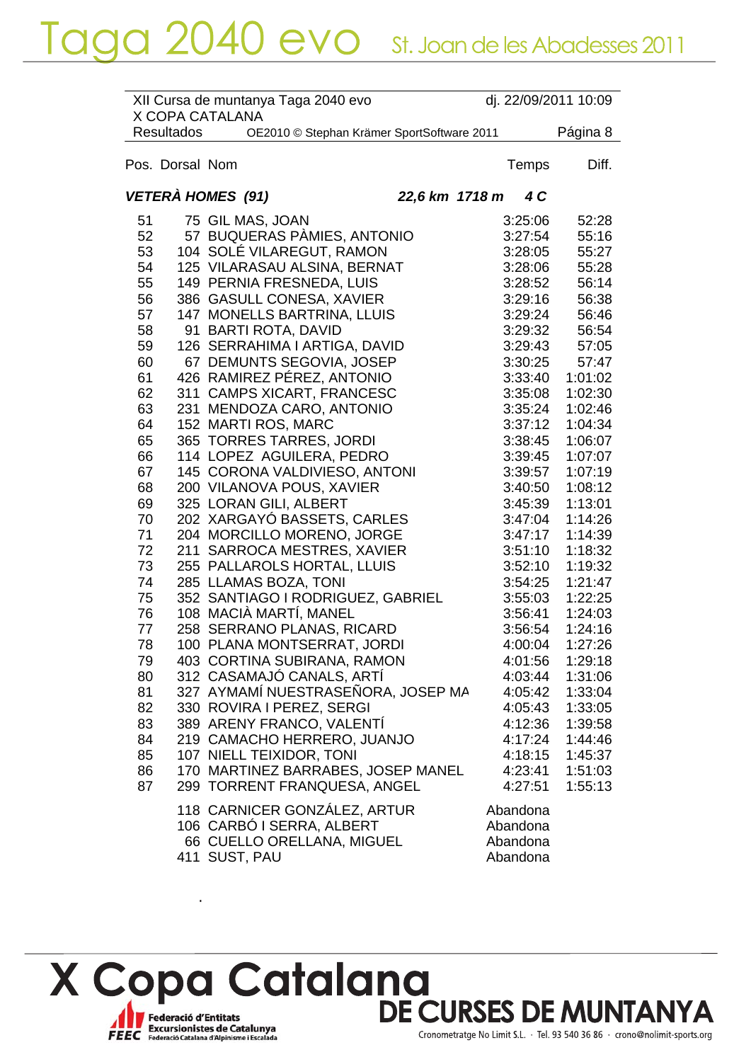# Taga 2040 evo St. Joan de les Abadesses 2011

XII Cursa de muntanya Taga 2040 evo — dj. 22/09/2011 10:09
X COPA CATALANA
Resultados — OE2010 © Stephan Krämer SportSoftware 2011 — Página 8

***VETERÀ HOMES (91)*** ***22,6 km 1718 m 4 C***

| Pos. | Dorsal | Nom | Temps | Diff. |
|---|---|---|---|---|
| 51 | 75 | GIL MAS, JOAN | 3:25:06 | 52:28 |
| 52 | 57 | BUQUERAS PÀMIES, ANTONIO | 3:27:54 | 55:16 |
| 53 | 104 | SOLÉ VILAREGUT, RAMON | 3:28:05 | 55:27 |
| 54 | 125 | VILARASAU ALSINA, BERNAT | 3:28:06 | 55:28 |
| 55 | 149 | PERNIA FRESNEDA, LUIS | 3:28:52 | 56:14 |
| 56 | 386 | GASULL CONESA, XAVIER | 3:29:16 | 56:38 |
| 57 | 147 | MONELLS BARTRINA, LLUIS | 3:29:24 | 56:46 |
| 58 | 91 | BARTI ROTA, DAVID | 3:29:32 | 56:54 |
| 59 | 126 | SERRAHIMA I ARTIGA, DAVID | 3:29:43 | 57:05 |
| 60 | 67 | DEMUNTS SEGOVIA, JOSEP | 3:30:25 | 57:47 |
| 61 | 426 | RAMIREZ PÉREZ, ANTONIO | 3:33:40 | 1:01:02 |
| 62 | 311 | CAMPS XICART, FRANCESC | 3:35:08 | 1:02:30 |
| 63 | 231 | MENDOZA CARO, ANTONIO | 3:35:24 | 1:02:46 |
| 64 | 152 | MARTI ROS, MARC | 3:37:12 | 1:04:34 |
| 65 | 365 | TORRES TARRES, JORDI | 3:38:45 | 1:06:07 |
| 66 | 114 | LOPEZ AGUILERA, PEDRO | 3:39:45 | 1:07:07 |
| 67 | 145 | CORONA VALDIVIESO, ANTONI | 3:39:57 | 1:07:19 |
| 68 | 200 | VILANOVA POUS, XAVIER | 3:40:50 | 1:08:12 |
| 69 | 325 | LORAN GILI, ALBERT | 3:45:39 | 1:13:01 |
| 70 | 202 | XARGAYÓ BASSETS, CARLES | 3:47:04 | 1:14:26 |
| 71 | 204 | MORCILLO MORENO, JORGE | 3:47:17 | 1:14:39 |
| 72 | 211 | SARROCA MESTRES, XAVIER | 3:51:10 | 1:18:32 |
| 73 | 255 | PALLAROLS HORTAL, LLUIS | 3:52:10 | 1:19:32 |
| 74 | 285 | LLAMAS BOZA, TONI | 3:54:25 | 1:21:47 |
| 75 | 352 | SANTIAGO I RODRIGUEZ, GABRIEL | 3:55:03 | 1:22:25 |
| 76 | 108 | MACIÀ MARTÍ, MANEL | 3:56:41 | 1:24:03 |
| 77 | 258 | SERRANO PLANAS, RICARD | 3:56:54 | 1:24:16 |
| 78 | 100 | PLANA MONTSERRAT, JORDI | 4:00:04 | 1:27:26 |
| 79 | 403 | CORTINA SUBIRANA, RAMON | 4:01:56 | 1:29:18 |
| 80 | 312 | CASAMAJÓ CANALS, ARTÍ | 4:03:44 | 1:31:06 |
| 81 | 327 | AYMAMÍ NUESTRASEÑORA, JOSEP MA | 4:05:42 | 1:33:04 |
| 82 | 330 | ROVIRA I PEREZ, SERGI | 4:05:43 | 1:33:05 |
| 83 | 389 | ARENY FRANCO, VALENTÍ | 4:12:36 | 1:39:58 |
| 84 | 219 | CAMACHO HERRERO, JUANJO | 4:17:24 | 1:44:46 |
| 85 | 107 | NIELL TEIXIDOR, TONI | 4:18:15 | 1:45:37 |
| 86 | 170 | MARTINEZ BARRABES, JOSEP MANEL | 4:23:41 | 1:51:03 |
| 87 | 299 | TORRENT FRANQUESA, ANGEL | 4:27:51 | 1:55:13 |
| | 118 | CARNICER GONZÁLEZ, ARTUR | Abandona | |
| | 106 | CARBÓ I SERRA, ALBERT | Abandona | |
| | 66 | CUELLO ORELLANA, MIGUEL | Abandona | |
| | 411 | SUST, PAU | Abandona | |

X Copa Catalana DE CURSES DE MUNTANYA

Federació d'Entitats Excursionistes de Catalunya — Federació Catalana d'Alpinisme i Escalada

Cronometratge No Limit S.L. · Tel. 93 540 36 86 · crono@nolimit-sports.org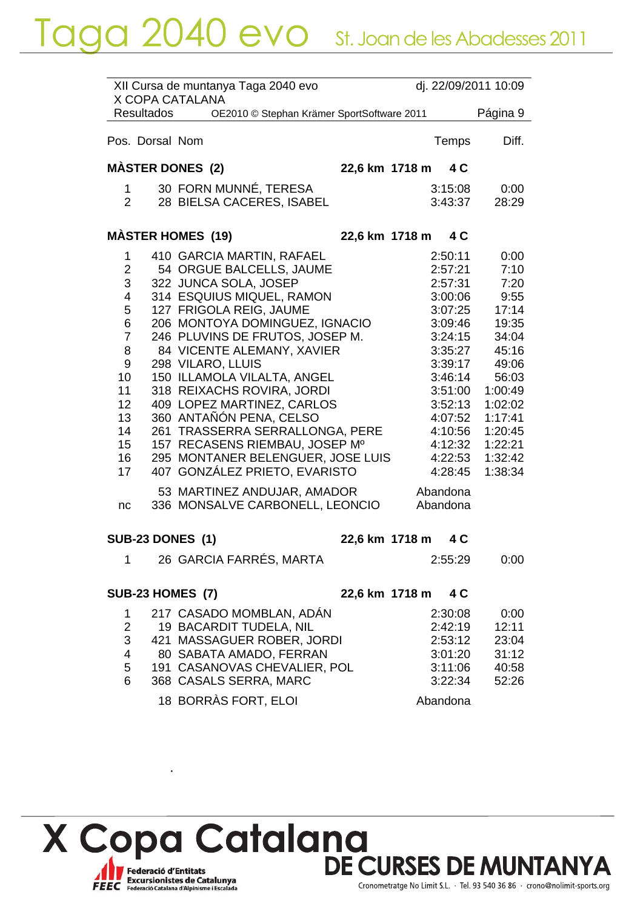# Taga 2040 evo

## St. Joan de les Abadesses 2011

XII Cursa de muntanya Taga 2040 evo — dj. 22/09/2011 10:09
X COPA CATALANA
Resultados — OE2010 © Stephan Krämer SportSoftware 2011

| Pos. | Dorsal | Nom | Temps | Diff. |
|---|---|---|---|---|
| **MÀSTER DONES (2)** | | **22,6 km 1718 m 4 C** | | |
| 1 | 30 | FORN MUNNÉ, TERESA | 3:15:08 | 0:00 |
| 2 | 28 | BIELSA CACERES, ISABEL | 3:43:37 | 28:29 |
| **MÀSTER HOMES (19)** | | **22,6 km 1718 m 4 C** | | |
| 1 | 410 | GARCIA MARTIN, RAFAEL | 2:50:11 | 0:00 |
| 2 | 54 | ORGUE BALCELLS, JAUME | 2:57:21 | 7:10 |
| 3 | 322 | JUNCA SOLA, JOSEP | 2:57:31 | 7:20 |
| 4 | 314 | ESQUIUS MIQUEL, RAMON | 3:00:06 | 9:55 |
| 5 | 127 | FRIGOLA REIG, JAUME | 3:07:25 | 17:14 |
| 6 | 206 | MONTOYA DOMINGUEZ, IGNACIO | 3:09:46 | 19:35 |
| 7 | 246 | PLUVINS DE FRUTOS, JOSEP M. | 3:24:15 | 34:04 |
| 8 | 84 | VICENTE ALEMANY, XAVIER | 3:35:27 | 45:16 |
| 9 | 298 | VILARO, LLUIS | 3:39:17 | 49:06 |
| 10 | 150 | ILLAMOLA VILALTA, ANGEL | 3:46:14 | 56:03 |
| 11 | 318 | REIXACHS ROVIRA, JORDI | 3:51:00 | 1:00:49 |
| 12 | 409 | LOPEZ MARTINEZ, CARLOS | 3:52:13 | 1:02:02 |
| 13 | 360 | ANTAÑÓN PENA, CELSO | 4:07:52 | 1:17:41 |
| 14 | 261 | TRASSERRA SERRALLONGA, PERE | 4:10:56 | 1:20:45 |
| 15 | 157 | RECASENS RIEMBAU, JOSEP Mº | 4:12:32 | 1:22:21 |
| 16 | 295 | MONTANER BELENGUER, JOSE LUIS | 4:22:53 | 1:32:42 |
| 17 | 407 | GONZÁLEZ PRIETO, EVARISTO | 4:28:45 | 1:38:34 |
| | 53 | MARTINEZ ANDUJAR, AMADOR | Abandona | |
| nc | 336 | MONSALVE CARBONELL, LEONCIO | Abandona | |
| **SUB-23 DONES (1)** | | **22,6 km 1718 m 4 C** | | |
| 1 | 26 | GARCIA FARRÉS, MARTA | 2:55:29 | 0:00 |
| **SUB-23 HOMES (7)** | | **22,6 km 1718 m 4 C** | | |
| 1 | 217 | CASADO MOMBLAN, ADÁN | 2:30:08 | 0:00 |
| 2 | 19 | BACARDIT TUDELA, NIL | 2:42:19 | 12:11 |
| 3 | 421 | MASSAGUER ROBER, JORDI | 2:53:12 | 23:04 |
| 4 | 80 | SABATA AMADO, FERRAN | 3:01:20 | 31:12 |
| 5 | 191 | CASANOVAS CHEVALIER, POL | 3:11:06 | 40:58 |
| 6 | 368 | CASALS SERRA, MARC | 3:22:34 | 52:26 |
| | 18 | BORRÀS FORT, ELOI | Abandona | |

X Copa Catalana DE CURSES DE MUNTANYA

Federació d'Entitats Excursionistes de Catalunya — FEEC Federació Catalana d'Alpinisme i Escalada

Cronometratge No Limit S.L. · Tel. 93 540 36 86 · crono@nolimit-sports.org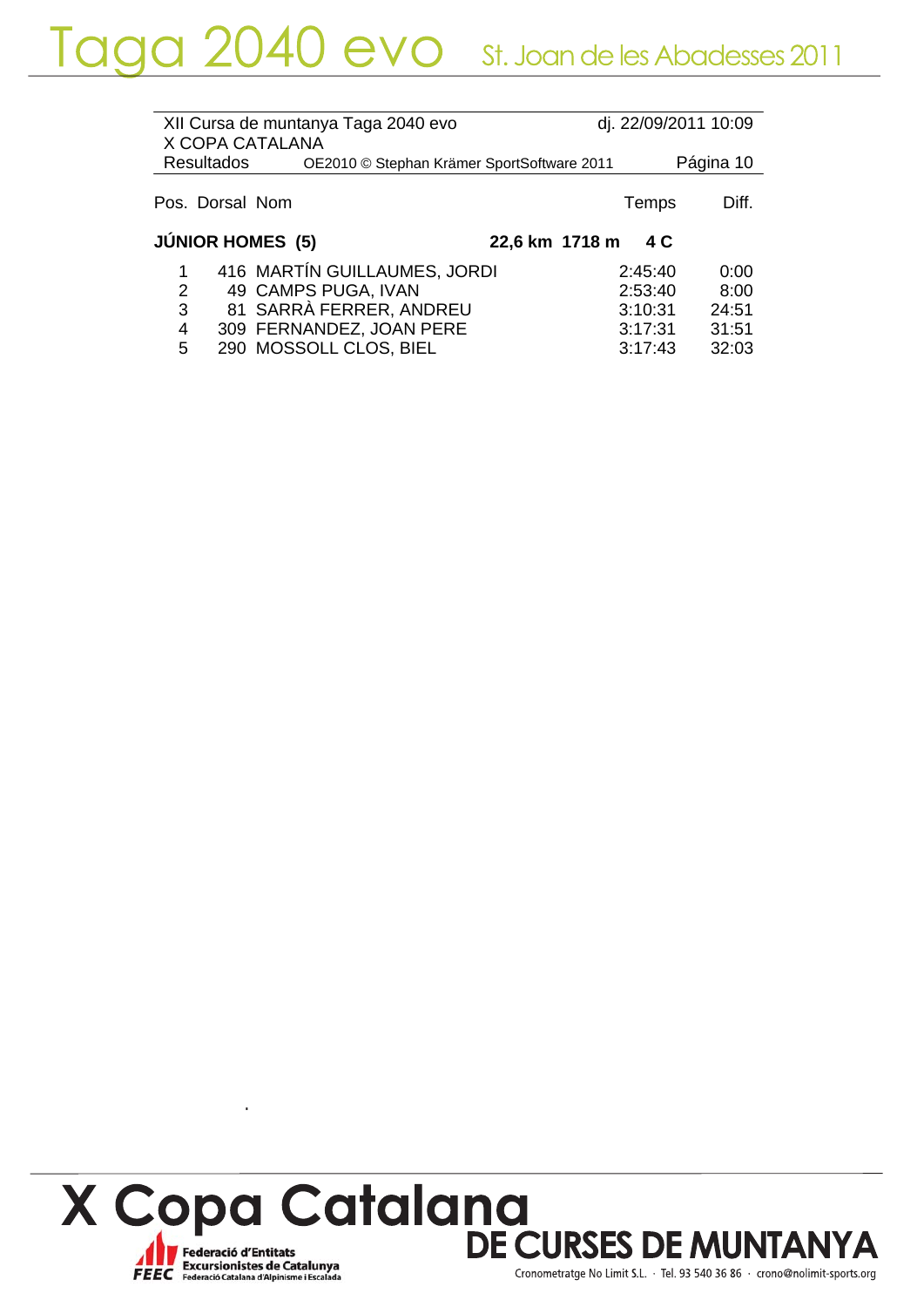XII Cursa de muntanya Taga 2040 evo — dj. 22/09/2011 10:09

X COPA CATALANA

Resultados — OE2010 © Stephan Krämer SportSoftware 2011

**JÚNIOR HOMES (5)** — **22,6 km 1718 m 4 C**

| Pos. | Dorsal | Nom | Temps | Diff. |
|---|---|---|---|---|
| 1 | 416 | MARTÍN GUILLAUMES, JORDI | 2:45:40 | 0:00 |
| 2 | 49 | CAMPS PUGA, IVAN | 2:53:40 | 8:00 |
| 3 | 81 | SARRÀ FERRER, ANDREU | 3:10:31 | 24:51 |
| 4 | 309 | FERNANDEZ, JOAN PERE | 3:17:31 | 31:51 |
| 5 | 290 | MOSSOLL CLOS, BIEL | 3:17:43 | 32:03 |